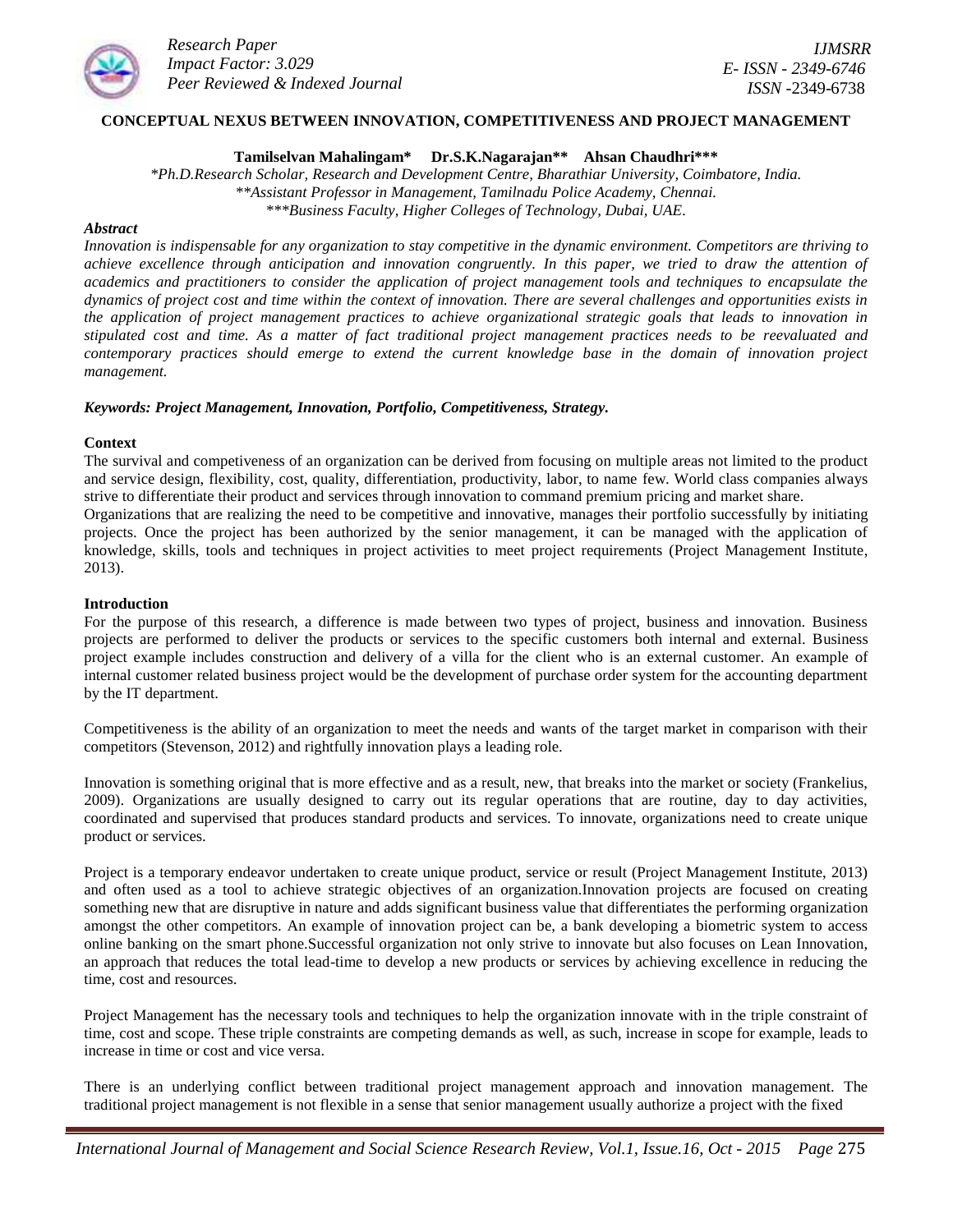# CONCEPTUAL NEXUS BETWEEN INNOVATION, COMPETITIVENESS AND PROJECT MANAGEMENT

**Tamilselvan Mahalingam\*     Dr.S.K.Nagarajan\*\*     Ahsan Chaudhri\*\*\***

*\*Ph.D.Research Scholar, Research and Development Centre, Bharathiar University, Coimbatore, India.*
*\*\*Assistant Professor in Management, Tamilnadu Police Academy, Chennai.*
*\*\*\*Business Faculty, Higher Colleges of Technology, Dubai, UAE.*

***Abstract***

*Innovation is indispensable for any organization to stay competitive in the dynamic environment. Competitors are thriving to achieve excellence through anticipation and innovation congruently. In this paper, we tried to draw the attention of academics and practitioners to consider the application of project management tools and techniques to encapsulate the dynamics of project cost and time within the context of innovation. There are several challenges and opportunities exists in the application of project management practices to achieve organizational strategic goals that leads to innovation in stipulated cost and time. As a matter of fact traditional project management practices needs to be reevaluated and contemporary practices should emerge to extend the current knowledge base in the domain of innovation project management.*

***Keywords: Project Management, Innovation, Portfolio, Competitiveness, Strategy.***

**Context**

The survival and compeţiveness of an organization can be derived from focusing on multiple areas not limited to the product and service design, flexibility, cost, quality, differentiation, productivity, labor, to name few. World class companies always strive to differentiate their product and services through innovation to command premium pricing and market share.

Organizations that are realizing the need to be competitive and innovative, manages their portfolio successfully by initiating projects. Once the project has been authorized by the senior management, it can be managed with the application of knowledge, skills, tools and techniques in project activities to meet project requirements (Project Management Institute, 2013).

**Introduction**

For the purpose of this research, a difference is made between two types of project, business and innovation. Business projects are performed to deliver the products or services to the specific customers both internal and external. Business project example includes construction and delivery of a villa for the client who is an external customer. An example of internal customer related business project would be the development of purchase order system for the accounting department by the IT department.

Competitiveness is the ability of an organization to meet the needs and wants of the target market in comparison with their competitors (Stevenson, 2012) and rightfully innovation plays a leading role.

Innovation is something original that is more effective and as a result, new, that breaks into the market or society (Frankelius, 2009). Organizations are usually designed to carry out its regular operations that are routine, day to day activities, coordinated and supervised that produces standard products and services. To innovate, organizations need to create unique product or services.

Project is a temporary endeavor undertaken to create unique product, service or result (Project Management Institute, 2013) and often used as a tool to achieve strategic objectives of an organization.Innovation projects are focused on creating something new that are disruptive in nature and adds significant business value that differentiates the performing organization amongst the other competitors. An example of innovation project can be, a bank developing a biometric system to access online banking on the smart phone.Successful organization not only strive to innovate but also focuses on Lean Innovation, an approach that reduces the total lead-time to develop a new products or services by achieving excellence in reducing the time, cost and resources.

Project Management has the necessary tools and techniques to help the organization innovate with in the triple constraint of time, cost and scope. These triple constraints are competing demands as well, as such, increase in scope for example, leads to increase in time or cost and vice versa.

There is an underlying conflict between traditional project management approach and innovation management. The traditional project management is not flexible in a sense that senior management usually authorize a project with the fixed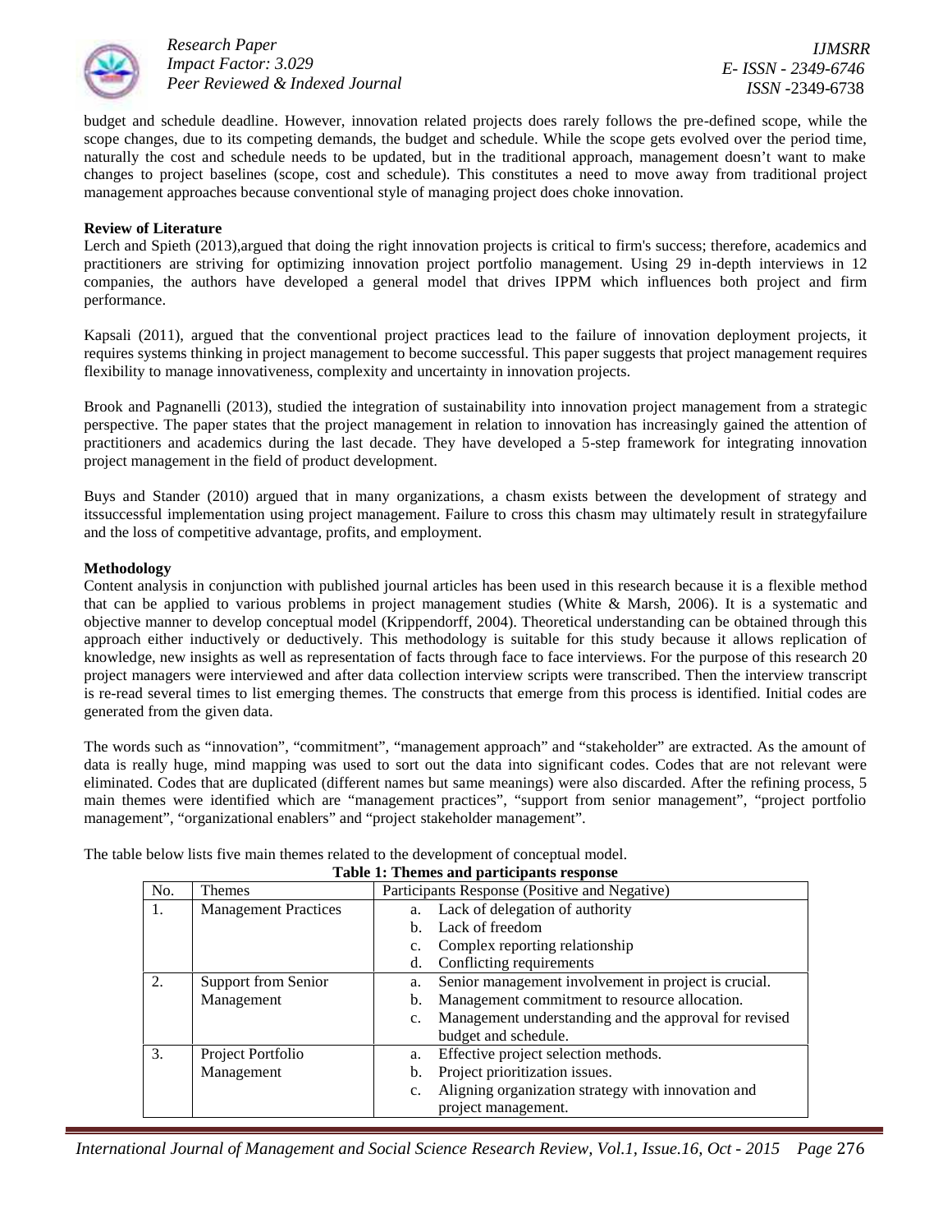budget and schedule deadline. However, innovation related projects does rarely follows the pre-defined scope, while the scope changes, due to its competing demands, the budget and schedule. While the scope gets evolved over the period time, naturally the cost and schedule needs to be updated, but in the traditional approach, management doesn't want to make changes to project baselines (scope, cost and schedule). This constitutes a need to move away from traditional project management approaches because conventional style of managing project does choke innovation.

**Review of Literature**

Lerch and Spieth (2013),argued that doing the right innovation projects is critical to firm's success; therefore, academics and practitioners are striving for optimizing innovation project portfolio management. Using 29 in-depth interviews in 12 companies, the authors have developed a general model that drives IPPM which influences both project and firm performance.

Kapsali (2011), argued that the conventional project practices lead to the failure of innovation deployment projects, it requires systems thinking in project management to become successful. This paper suggests that project management requires flexibility to manage innovativeness, complexity and uncertainty in innovation projects.

Brook and Pagnanelli (2013), studied the integration of sustainability into innovation project management from a strategic perspective. The paper states that the project management in relation to innovation has increasingly gained the attention of practitioners and academics during the last decade. They have developed a 5-step framework for integrating innovation project management in the field of product development.

Buys and Stander (2010) argued that in many organizations, a chasm exists between the development of strategy and itssuccessful implementation using project management. Failure to cross this chasm may ultimately result in strategyfailure and the loss of competitive advantage, profits, and employment.

**Methodology**

Content analysis in conjunction with published journal articles has been used in this research because it is a flexible method that can be applied to various problems in project management studies (White & Marsh, 2006). It is a systematic and objective manner to develop conceptual model (Krippendorff, 2004). Theoretical understanding can be obtained through this approach either inductively or deductively. This methodology is suitable for this study because it allows replication of knowledge, new insights as well as representation of facts through face to face interviews. For the purpose of this research 20 project managers were interviewed and after data collection interview scripts were transcribed. Then the interview transcript is re-read several times to list emerging themes. The constructs that emerge from this process is identified. Initial codes are generated from the given data.

The words such as "innovation", "commitment", "management approach" and "stakeholder" are extracted. As the amount of data is really huge, mind mapping was used to sort out the data into significant codes. Codes that are not relevant were eliminated. Codes that are duplicated (different names but same meanings) were also discarded. After the refining process, 5 main themes were identified which are "management practices", "support from senior management", "project portfolio management", "organizational enablers" and "project stakeholder management".

The table below lists five main themes related to the development of conceptual model.

**Table 1: Themes and participants response**

| No. | Themes | Participants Response (Positive and Negative) |
|---|---|---|
| 1. | Management Practices | a. Lack of delegation of authority<br>b. Lack of freedom<br>c. Complex reporting relationship<br>d. Conflicting requirements |
| 2. | Support from Senior Management | a. Senior management involvement in project is crucial.<br>b. Management commitment to resource allocation.<br>c. Management understanding and the approval for revised budget and schedule. |
| 3. | Project Portfolio Management | a. Effective project selection methods.<br>b. Project prioritization issues.<br>c. Aligning organization strategy with innovation and project management. |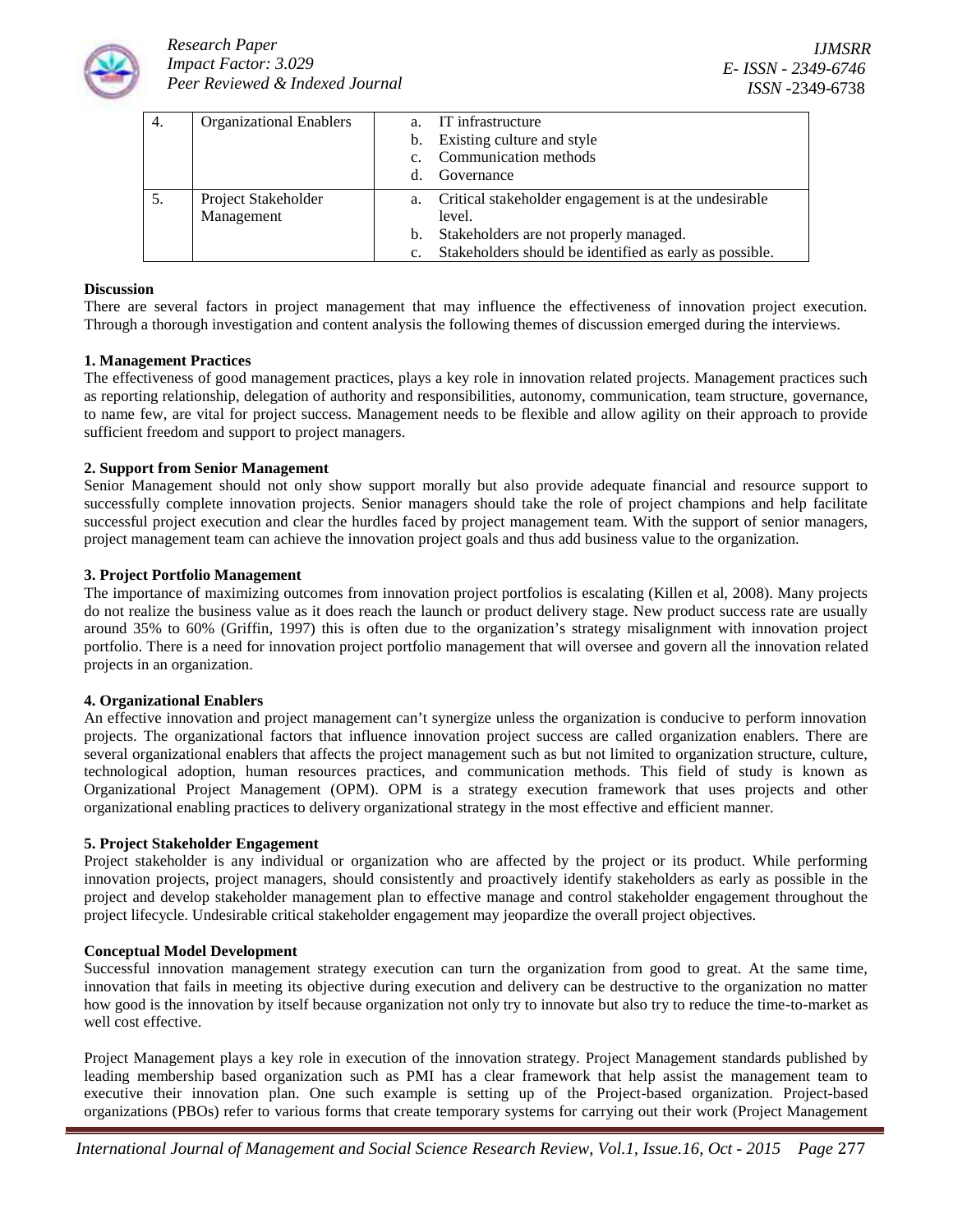| 4. | Organizational Enablers | a. IT infrastructure<br>b. Existing culture and style<br>c. Communication methods<br>d. Governance |
|---|---|---|
| 5. | Project Stakeholder Management | a. Critical stakeholder engagement is at the undesirable level.<br>b. Stakeholders are not properly managed.<br>c. Stakeholders should be identified as early as possible. |

**Discussion**

There are several factors in project management that may influence the effectiveness of innovation project execution. Through a thorough investigation and content analysis the following themes of discussion emerged during the interviews.

**1. Management Practices**

The effectiveness of good management practices, plays a key role in innovation related projects. Management practices such as reporting relationship, delegation of authority and responsibilities, autonomy, communication, team structure, governance, to name few, are vital for project success. Management needs to be flexible and allow agility on their approach to provide sufficient freedom and support to project managers.

**2. Support from Senior Management**

Senior Management should not only show support morally but also provide adequate financial and resource support to successfully complete innovation projects. Senior managers should take the role of project champions and help facilitate successful project execution and clear the hurdles faced by project management team. With the support of senior managers, project management team can achieve the innovation project goals and thus add business value to the organization.

**3. Project Portfolio Management**

The importance of maximizing outcomes from innovation project portfolios is escalating (Killen et al, 2008). Many projects do not realize the business value as it does reach the launch or product delivery stage. New product success rate are usually around 35% to 60% (Griffin, 1997) this is often due to the organization's strategy misalignment with innovation project portfolio. There is a need for innovation project portfolio management that will oversee and govern all the innovation related projects in an organization.

**4. Organizational Enablers**

An effective innovation and project management can't synergize unless the organization is conducive to perform innovation projects. The organizational factors that influence innovation project success are called organization enablers. There are several organizational enablers that affects the project management such as but not limited to organization structure, culture, technological adoption, human resources practices, and communication methods. This field of study is known as Organizational Project Management (OPM). OPM is a strategy execution framework that uses projects and other organizational enabling practices to delivery organizational strategy in the most effective and efficient manner.

**5. Project Stakeholder Engagement**

Project stakeholder is any individual or organization who are affected by the project or its product. While performing innovation projects, project managers, should consistently and proactively identify stakeholders as early as possible in the project and develop stakeholder management plan to effective manage and control stakeholder engagement throughout the project lifecycle. Undesirable critical stakeholder engagement may jeopardize the overall project objectives.

**Conceptual Model Development**

Successful innovation management strategy execution can turn the organization from good to great. At the same time, innovation that fails in meeting its objective during execution and delivery can be destructive to the organization no matter how good is the innovation by itself because organization not only try to innovate but also try to reduce the time-to-market as well cost effective.

Project Management plays a key role in execution of the innovation strategy. Project Management standards published by leading membership based organization such as PMI has a clear framework that help assist the management team to executive their innovation plan. One such example is setting up of the Project-based organization. Project-based organizations (PBOs) refer to various forms that create temporary systems for carrying out their work (Project Management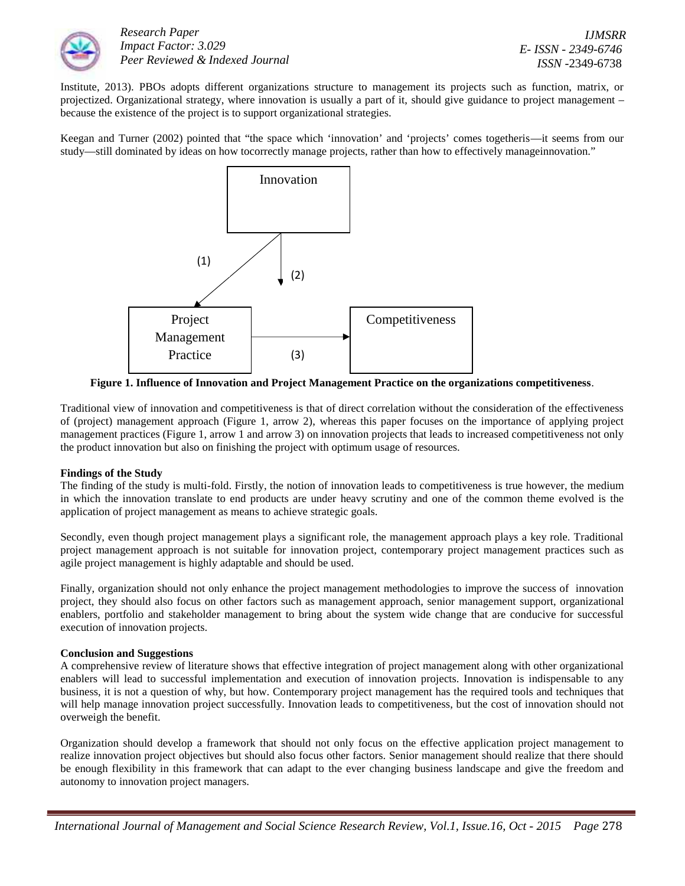Institute, 2013). PBOs adopts different organizations structure to management its projects such as function, matrix, or projectized. Organizational strategy, where innovation is usually a part of it, should give guidance to project management – because the existence of the project is to support organizational strategies.

Keegan and Turner (2002) pointed that "the space which 'innovation' and 'projects' comes togetheris—it seems from our study—still dominated by ideas on how tocorrectly manage projects, rather than how to effectively manageinnovation."

**Figure 1. Influence of Innovation and Project Management Practice on the organizations competitiveness**.

Traditional view of innovation and competitiveness is that of direct correlation without the consideration of the effectiveness of (project) management approach (Figure 1, arrow 2), whereas this paper focuses on the importance of applying project management practices (Figure 1, arrow 1 and arrow 3) on innovation projects that leads to increased competitiveness not only the product innovation but also on finishing the project with optimum usage of resources.

**Findings of the Study**

The finding of the study is multi-fold. Firstly, the notion of innovation leads to competitiveness is true however, the medium in which the innovation translate to end products are under heavy scrutiny and one of the common theme evolved is the application of project management as means to achieve strategic goals.

Secondly, even though project management plays a significant role, the management approach plays a key role. Traditional project management approach is not suitable for innovation project, contemporary project management practices such as agile project management is highly adaptable and should be used.

Finally, organization should not only enhance the project management methodologies to improve the success of innovation project, they should also focus on other factors such as management approach, senior management support, organizational enablers, portfolio and stakeholder management to bring about the system wide change that are conducive for successful execution of innovation projects.

**Conclusion and Suggestions**

A comprehensive review of literature shows that effective integration of project management along with other organizational enablers will lead to successful implementation and execution of innovation projects. Innovation is indispensable to any business, it is not a question of why, but how. Contemporary project management has the required tools and techniques that will help manage innovation project successfully. Innovation leads to competitiveness, but the cost of innovation should not overweigh the benefit.

Organization should develop a framework that should not only focus on the effective application project management to realize innovation project objectives but should also focus other factors. Senior management should realize that there should be enough flexibility in this framework that can adapt to the ever changing business landscape and give the freedom and autonomy to innovation project managers.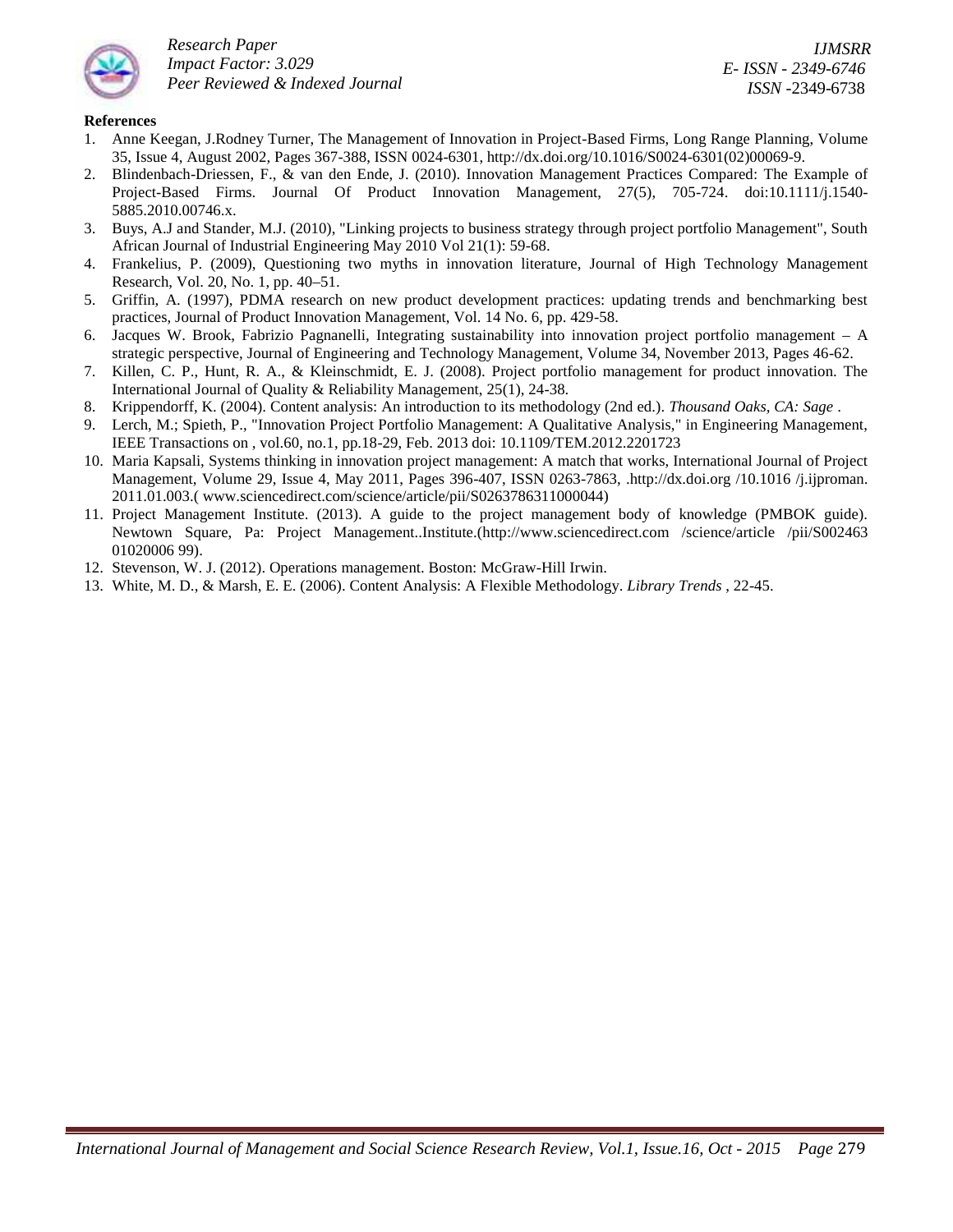**References**

1. Anne Keegan, J.Rodney Turner, The Management of Innovation in Project-Based Firms, Long Range Planning, Volume 35, Issue 4, August 2002, Pages 367-388, ISSN 0024-6301, http://dx.doi.org/10.1016/S0024-6301(02)00069-9.
2. Blindenbach-Driessen, F., & van den Ende, J. (2010). Innovation Management Practices Compared: The Example of Project-Based Firms. Journal Of Product Innovation Management, 27(5), 705-724. doi:10.1111/j.1540-5885.2010.00746.x.
3. Buys, A.J and Stander, M.J. (2010), "Linking projects to business strategy through project portfolio Management", South African Journal of Industrial Engineering May 2010 Vol 21(1): 59-68.
4. Frankelius, P. (2009), Questioning two myths in innovation literature, Journal of High Technology Management Research, Vol. 20, No. 1, pp. 40–51.
5. Griffin, A. (1997), PDMA research on new product development practices: updating trends and benchmarking best practices, Journal of Product Innovation Management, Vol. 14 No. 6, pp. 429-58.
6. Jacques W. Brook, Fabrizio Pagnanelli, Integrating sustainability into innovation project portfolio management – A strategic perspective, Journal of Engineering and Technology Management, Volume 34, November 2013, Pages 46-62.
7. Killen, C. P., Hunt, R. A., & Kleinschmidt, E. J. (2008). Project portfolio management for product innovation. The International Journal of Quality & Reliability Management, 25(1), 24-38.
8. Krippendorff, K. (2004). Content analysis: An introduction to its methodology (2nd ed.). *Thousand Oaks, CA: Sage* .
9. Lerch, M.; Spieth, P., "Innovation Project Portfolio Management: A Qualitative Analysis," in Engineering Management, IEEE Transactions on , vol.60, no.1, pp.18-29, Feb. 2013 doi: 10.1109/TEM.2012.2201723
10. Maria Kapsali, Systems thinking in innovation project management: A match that works, International Journal of Project Management, Volume 29, Issue 4, May 2011, Pages 396-407, ISSN 0263-7863, .http://dx.doi.org /10.1016 /j.ijproman. 2011.01.003.( www.sciencedirect.com/science/article/pii/S0263786311000044)
11. Project Management Institute. (2013). A guide to the project management body of knowledge (PMBOK guide). Newtown Square, Pa: Project Management..Institute.(http://www.sciencedirect.com /science/article /pii/S002463 01020006 99).
12. Stevenson, W. J. (2012). Operations management. Boston: McGraw-Hill Irwin.
13. White, M. D., & Marsh, E. E. (2006). Content Analysis: A Flexible Methodology. *Library Trends* , 22-45.